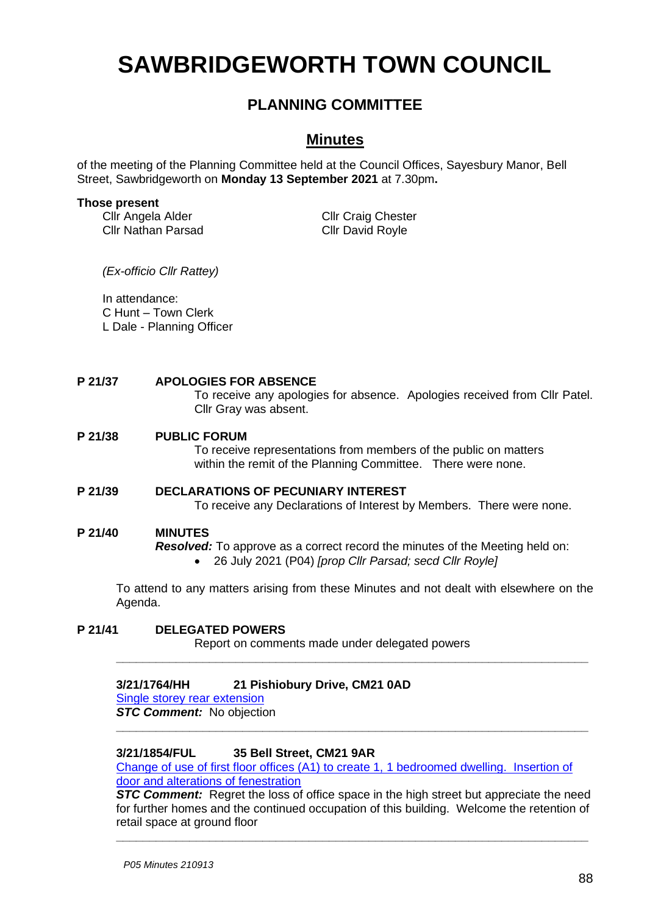# SAWBRIDGEWORTH TOWN COUNCIL

## PLANNING COMMITTEE

## Minutes

of the meeting of the Planning Committee held at the Council Offices, Sayesbury Manor, Bell Street, Sawbridgeworth on **Monday 13 September 2021** at 7.30pm**.**

**Those present**

Cllr Angela Alder
Cllr Craig Chester
Cllr Nathan Parsad
Cllr David Royle

*(Ex-officio Cllr Rattey)*

In attendance:
C Hunt – Town Clerk
L Dale - Planning Officer

**P 21/37 APOLOGIES FOR ABSENCE**

To receive any apologies for absence. Apologies received from Cllr Patel. Cllr Gray was absent.

**P 21/38 PUBLIC FORUM**

To receive representations from members of the public on matters within the remit of the Planning Committee. There were none.

**P 21/39 DECLARATIONS OF PECUNIARY INTEREST**

To receive any Declarations of Interest by Members. There were none.

**P 21/40 MINUTES**

***Resolved:*** To approve as a correct record the minutes of the Meeting held on:

- 26 July 2021 (P04) *[prop Cllr Parsad; secd Cllr Royle]*

To attend to any matters arising from these Minutes and not dealt with elsewhere on the Agenda.

**P 21/41 DELEGATED POWERS**

Report on comments made under delegated powers

---

**3/21/1764/HH 21 Pishiobury Drive, CM21 0AD**

Single storey rear extension

***STC Comment:*** No objection

---

**3/21/1854/FUL 35 Bell Street, CM21 9AR**

Change of use of first floor offices (A1) to create 1, 1 bedroomed dwelling. Insertion of door and alterations of fenestration

***STC Comment:*** Regret the loss of office space in the high street but appreciate the need for further homes and the continued occupation of this building. Welcome the retention of retail space at ground floor

---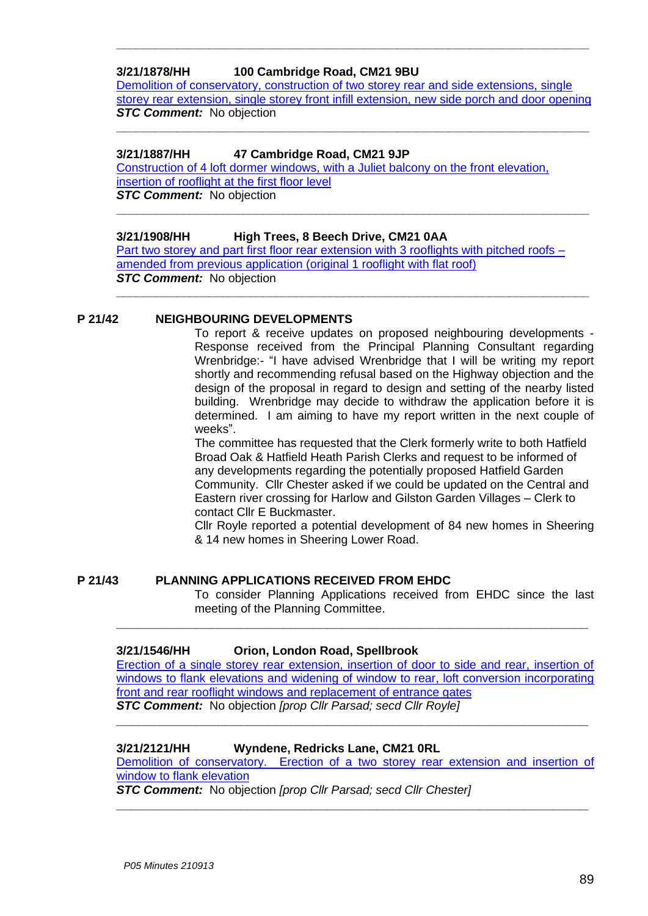---

**3/21/1878/HH 100 Cambridge Road, CM21 9BU**

Demolition of conservatory, construction of two storey rear and side extensions, single storey rear extension, single storey front infill extension, new side porch and door opening

***STC Comment:*** No objection

---

**3/21/1887/HH 47 Cambridge Road, CM21 9JP**

Construction of 4 loft dormer windows, with a Juliet balcony on the front elevation, insertion of rooflight at the first floor level

***STC Comment:*** No objection

---

**3/21/1908/HH High Trees, 8 Beech Drive, CM21 0AA**

Part two storey and part first floor rear extension with 3 rooflights with pitched roofs – amended from previous application (original 1 rooflight with flat roof)

***STC Comment:*** No objection

---

**P 21/42 NEIGHBOURING DEVELOPMENTS**

To report & receive updates on proposed neighbouring developments - Response received from the Principal Planning Consultant regarding Wrenbridge:- "I have advised Wrenbridge that I will be writing my report shortly and recommending refusal based on the Highway objection and the design of the proposal in regard to design and setting of the nearby listed building. Wrenbridge may decide to withdraw the application before it is determined. I am aiming to have my report written in the next couple of weeks".

The committee has requested that the Clerk formerly write to both Hatfield Broad Oak & Hatfield Heath Parish Clerks and request to be informed of any developments regarding the potentially proposed Hatfield Garden Community. Cllr Chester asked if we could be updated on the Central and Eastern river crossing for Harlow and Gilston Garden Villages – Clerk to contact Cllr E Buckmaster.

Cllr Royle reported a potential development of 84 new homes in Sheering & 14 new homes in Sheering Lower Road.

**P 21/43 PLANNING APPLICATIONS RECEIVED FROM EHDC**

To consider Planning Applications received from EHDC since the last meeting of the Planning Committee.

---

**3/21/1546/HH Orion, London Road, Spellbrook**

Erection of a single storey rear extension, insertion of door to side and rear, insertion of windows to flank elevations and widening of window to rear, loft conversion incorporating front and rear rooflight windows and replacement of entrance gates

***STC Comment:*** No objection *[prop Cllr Parsad; secd Cllr Royle]*

---

**3/21/2121/HH Wyndene, Redricks Lane, CM21 0RL**

Demolition of conservatory. Erection of a two storey rear extension and insertion of window to flank elevation

***STC Comment:*** No objection *[prop Cllr Parsad; secd Cllr Chester]*

---

*P05 Minutes 210913*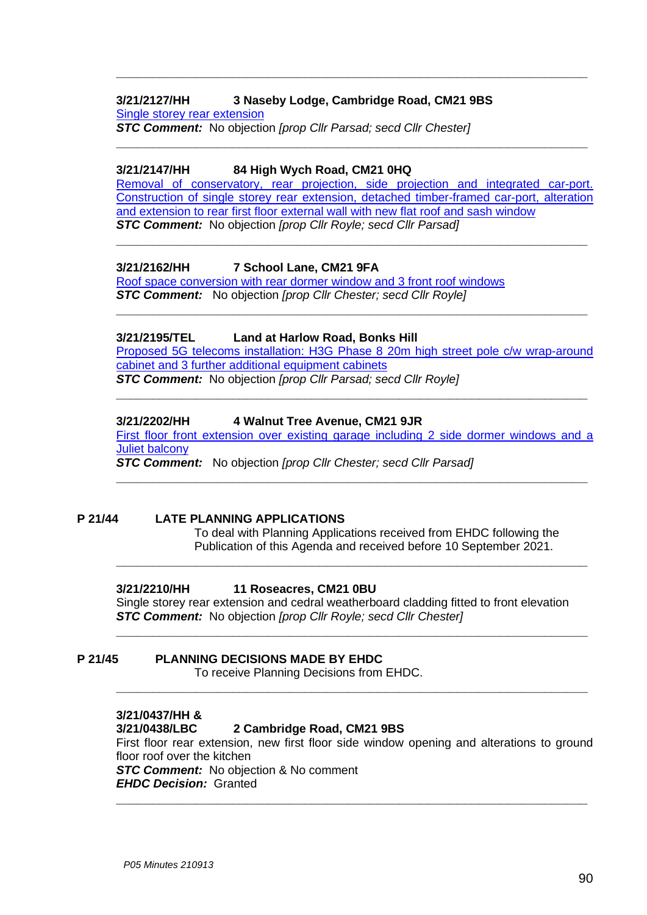---

**3/21/2127/HH** **3 Naseby Lodge, Cambridge Road, CM21 9BS**

Single storey rear extension

***STC Comment:*** No objection *[prop Cllr Parsad; secd Cllr Chester]*

---

**3/21/2147/HH** **84 High Wych Road, CM21 0HQ**

Removal of conservatory, rear projection, side projection and integrated car-port. Construction of single storey rear extension, detached timber-framed car-port, alteration and extension to rear first floor external wall with new flat roof and sash window

***STC Comment:*** No objection *[prop Cllr Royle; secd Cllr Parsad]*

---

**3/21/2162/HH** **7 School Lane, CM21 9FA**

Roof space conversion with rear dormer window and 3 front roof windows

***STC Comment:*** No objection *[prop Cllr Chester; secd Cllr Royle]*

---

**3/21/2195/TEL** **Land at Harlow Road, Bonks Hill**

Proposed 5G telecoms installation: H3G Phase 8 20m high street pole c/w wrap-around cabinet and 3 further additional equipment cabinets

***STC Comment:*** No objection *[prop Cllr Parsad; secd Cllr Royle]*

---

**3/21/2202/HH** **4 Walnut Tree Avenue, CM21 9JR**

First floor front extension over existing garage including 2 side dormer windows and a Juliet balcony

***STC Comment:*** No objection *[prop Cllr Chester; secd Cllr Parsad]*

---

**P 21/44** **LATE PLANNING APPLICATIONS**

To deal with Planning Applications received from EHDC following the Publication of this Agenda and received before 10 September 2021.

---

**3/21/2210/HH** **11 Roseacres, CM21 0BU**

Single storey rear extension and cedral weatherboard cladding fitted to front elevation

***STC Comment:*** No objection *[prop Cllr Royle; secd Cllr Chester]*

---

**P 21/45** **PLANNING DECISIONS MADE BY EHDC**

To receive Planning Decisions from EHDC.

---

**3/21/0437/HH &**
**3/21/0438/LBC** **2 Cambridge Road, CM21 9BS**

First floor rear extension, new first floor side window opening and alterations to ground floor roof over the kitchen

***STC Comment:*** No objection & No comment

***EHDC Decision:*** Granted

---

*P05 Minutes 210913*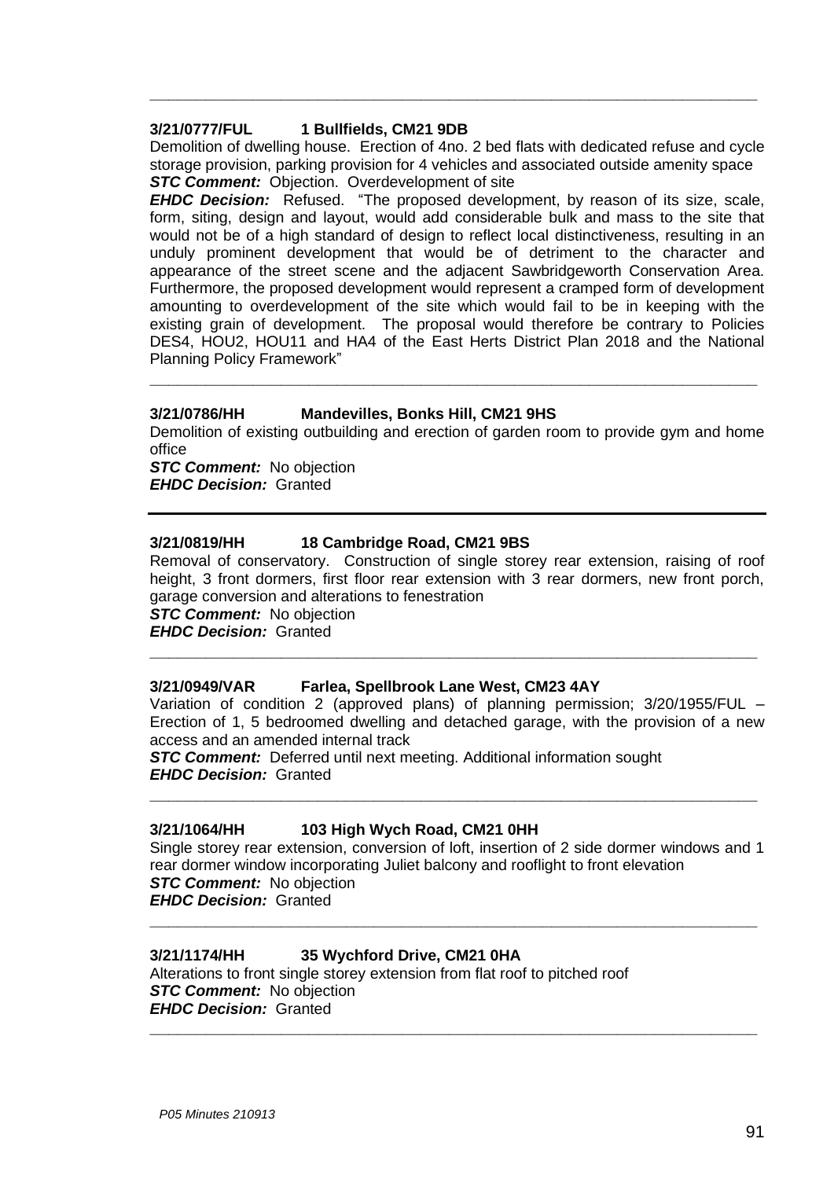---

**3/21/0777/FUL 1 Bullfields, CM21 9DB**

Demolition of dwelling house. Erection of 4no. 2 bed flats with dedicated refuse and cycle storage provision, parking provision for 4 vehicles and associated outside amenity space
***STC Comment:*** Objection. Overdevelopment of site
***EHDC Decision:*** Refused. "The proposed development, by reason of its size, scale, form, siting, design and layout, would add considerable bulk and mass to the site that would not be of a high standard of design to reflect local distinctiveness, resulting in an unduly prominent development that would be of detriment to the character and appearance of the street scene and the adjacent Sawbridgeworth Conservation Area. Furthermore, the proposed development would represent a cramped form of development amounting to overdevelopment of the site which would fail to be in keeping with the existing grain of development. The proposal would therefore be contrary to Policies DES4, HOU2, HOU11 and HA4 of the East Herts District Plan 2018 and the National Planning Policy Framework"

---

**3/21/0786/HH Mandevilles, Bonks Hill, CM21 9HS**

Demolition of existing outbuilding and erection of garden room to provide gym and home office
***STC Comment:*** No objection
***EHDC Decision:*** Granted

---

**3/21/0819/HH 18 Cambridge Road, CM21 9BS**

Removal of conservatory. Construction of single storey rear extension, raising of roof height, 3 front dormers, first floor rear extension with 3 rear dormers, new front porch, garage conversion and alterations to fenestration
***STC Comment:*** No objection
***EHDC Decision:*** Granted

---

**3/21/0949/VAR Farlea, Spellbrook Lane West, CM23 4AY**

Variation of condition 2 (approved plans) of planning permission; 3/20/1955/FUL – Erection of 1, 5 bedroomed dwelling and detached garage, with the provision of a new access and an amended internal track
***STC Comment:*** Deferred until next meeting. Additional information sought
***EHDC Decision:*** Granted

---

**3/21/1064/HH 103 High Wych Road, CM21 0HH**

Single storey rear extension, conversion of loft, insertion of 2 side dormer windows and 1 rear dormer window incorporating Juliet balcony and rooflight to front elevation
***STC Comment:*** No objection
***EHDC Decision:*** Granted

---

**3/21/1174/HH 35 Wychford Drive, CM21 0HA**

Alterations to front single storey extension from flat roof to pitched roof
***STC Comment:*** No objection
***EHDC Decision:*** Granted

---

*P05 Minutes 210913*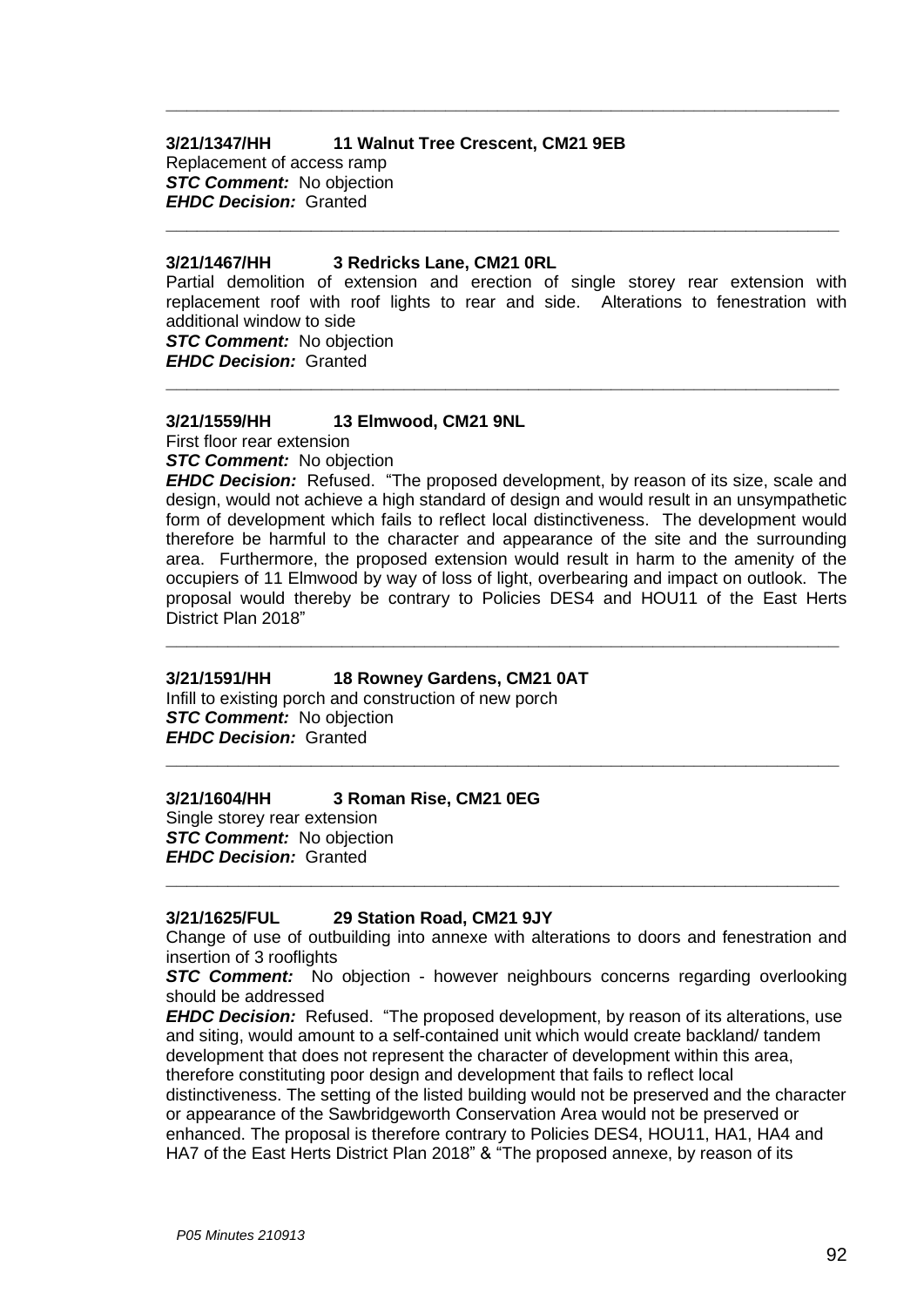---

**3/21/1347/HH 11 Walnut Tree Crescent, CM21 9EB**
Replacement of access ramp
***STC Comment:*** No objection
***EHDC Decision:*** Granted

---

**3/21/1467/HH 3 Redricks Lane, CM21 0RL**
Partial demolition of extension and erection of single storey rear extension with replacement roof with roof lights to rear and side. Alterations to fenestration with additional window to side
***STC Comment:*** No objection
***EHDC Decision:*** Granted

---

**3/21/1559/HH 13 Elmwood, CM21 9NL**
First floor rear extension
***STC Comment:*** No objection
***EHDC Decision:*** Refused. "The proposed development, by reason of its size, scale and design, would not achieve a high standard of design and would result in an unsympathetic form of development which fails to reflect local distinctiveness. The development would therefore be harmful to the character and appearance of the site and the surrounding area. Furthermore, the proposed extension would result in harm to the amenity of the occupiers of 11 Elmwood by way of loss of light, overbearing and impact on outlook. The proposal would thereby be contrary to Policies DES4 and HOU11 of the East Herts District Plan 2018"

---

**3/21/1591/HH 18 Rowney Gardens, CM21 0AT**
Infill to existing porch and construction of new porch
***STC Comment:*** No objection
***EHDC Decision:*** Granted

---

**3/21/1604/HH 3 Roman Rise, CM21 0EG**
Single storey rear extension
***STC Comment:*** No objection
***EHDC Decision:*** Granted

---

**3/21/1625/FUL 29 Station Road, CM21 9JY**
Change of use of outbuilding into annexe with alterations to doors and fenestration and insertion of 3 rooflights
***STC Comment:*** No objection - however neighbours concerns regarding overlooking should be addressed
***EHDC Decision:*** Refused. "The proposed development, by reason of its alterations, use and siting, would amount to a self-contained unit which would create backland/ tandem development that does not represent the character of development within this area, therefore constituting poor design and development that fails to reflect local distinctiveness. The setting of the listed building would not be preserved and the character or appearance of the Sawbridgeworth Conservation Area would not be preserved or enhanced. The proposal is therefore contrary to Policies DES4, HOU11, HA1, HA4 and HA7 of the East Herts District Plan 2018" & "The proposed annexe, by reason of its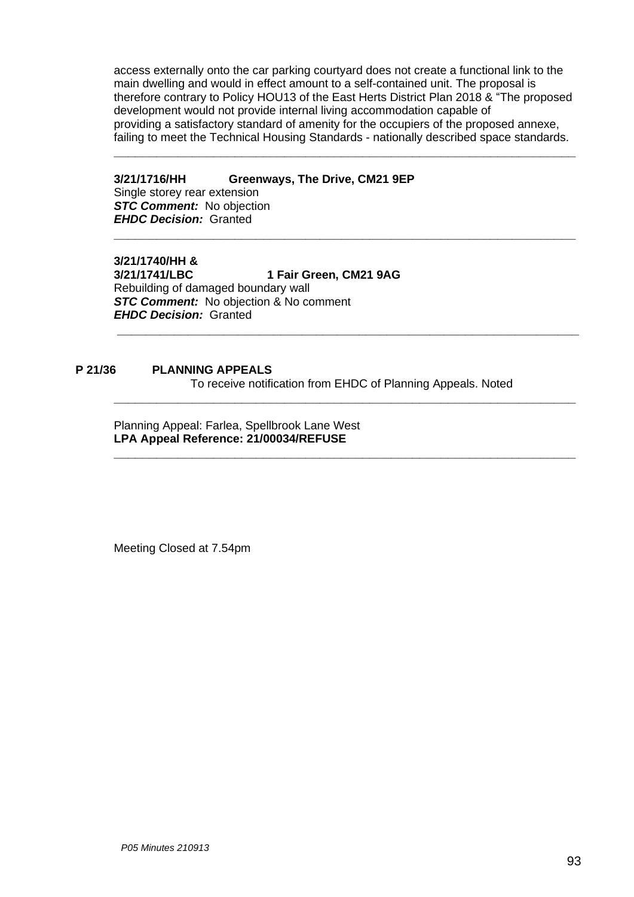access externally onto the car parking courtyard does not create a functional link to the main dwelling and would in effect amount to a self-contained unit. The proposal is therefore contrary to Policy HOU13 of the East Herts District Plan 2018 & "The proposed development would not provide internal living accommodation capable of providing a satisfactory standard of amenity for the occupiers of the proposed annexe, failing to meet the Technical Housing Standards - nationally described space standards.

---

**3/21/1716/HH Greenways, The Drive, CM21 9EP**
Single storey rear extension
***STC Comment:*** No objection
***EHDC Decision:*** Granted

---

**3/21/1740/HH &**
**3/21/1741/LBC 1 Fair Green, CM21 9AG**
Rebuilding of damaged boundary wall
***STC Comment:*** No objection & No comment
***EHDC Decision:*** Granted

---

**P 21/36 PLANNING APPEALS**

To receive notification from EHDC of Planning Appeals. Noted

---

Planning Appeal: Farlea, Spellbrook Lane West
**LPA Appeal Reference: 21/00034/REFUSE**

---

Meeting Closed at 7.54pm

*P05 Minutes 210913*